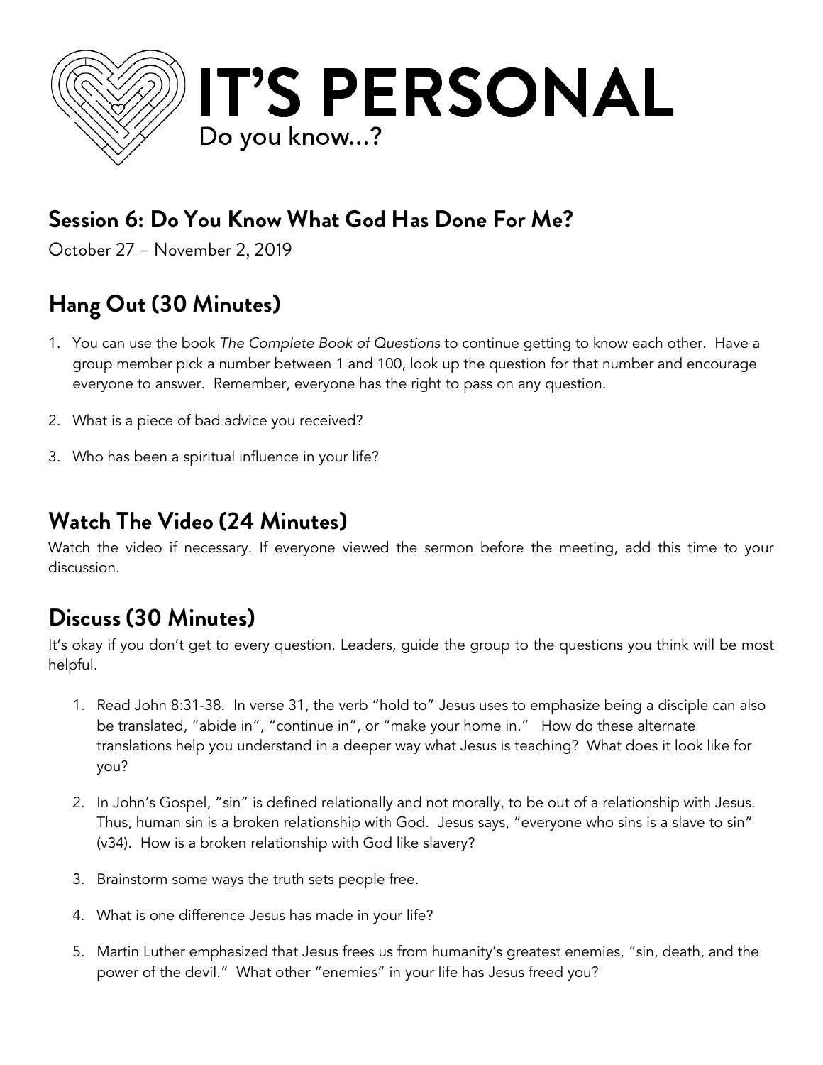# IT'S PERSONAL

Do you know…?

## Session 6: Do You Know What God Has Done For Me?

October 27 – November 2, 2019

## Hang Out (30 Minutes)

1. You can use the book *The Complete Book of Questions* to continue getting to know each other. Have a group member pick a number between 1 and 100, look up the question for that number and encourage everyone to answer. Remember, everyone has the right to pass on any question.
2. What is a piece of bad advice you received?
3. Who has been a spiritual influence in your life?

## Watch The Video (24 Minutes)

Watch the video if necessary. If everyone viewed the sermon before the meeting, add this time to your discussion.

## Discuss (30 Minutes)

It's okay if you don't get to every question. Leaders, guide the group to the questions you think will be most helpful.

1. Read John 8:31-38. In verse 31, the verb "hold to" Jesus uses to emphasize being a disciple can also be translated, "abide in", "continue in", or "make your home in." How do these alternate translations help you understand in a deeper way what Jesus is teaching? What does it look like for you?
2. In John's Gospel, "sin" is defined relationally and not morally, to be out of a relationship with Jesus. Thus, human sin is a broken relationship with God. Jesus says, "everyone who sins is a slave to sin" (v34). How is a broken relationship with God like slavery?
3. Brainstorm some ways the truth sets people free.
4. What is one difference Jesus has made in your life?
5. Martin Luther emphasized that Jesus frees us from humanity's greatest enemies, "sin, death, and the power of the devil." What other "enemies" in your life has Jesus freed you?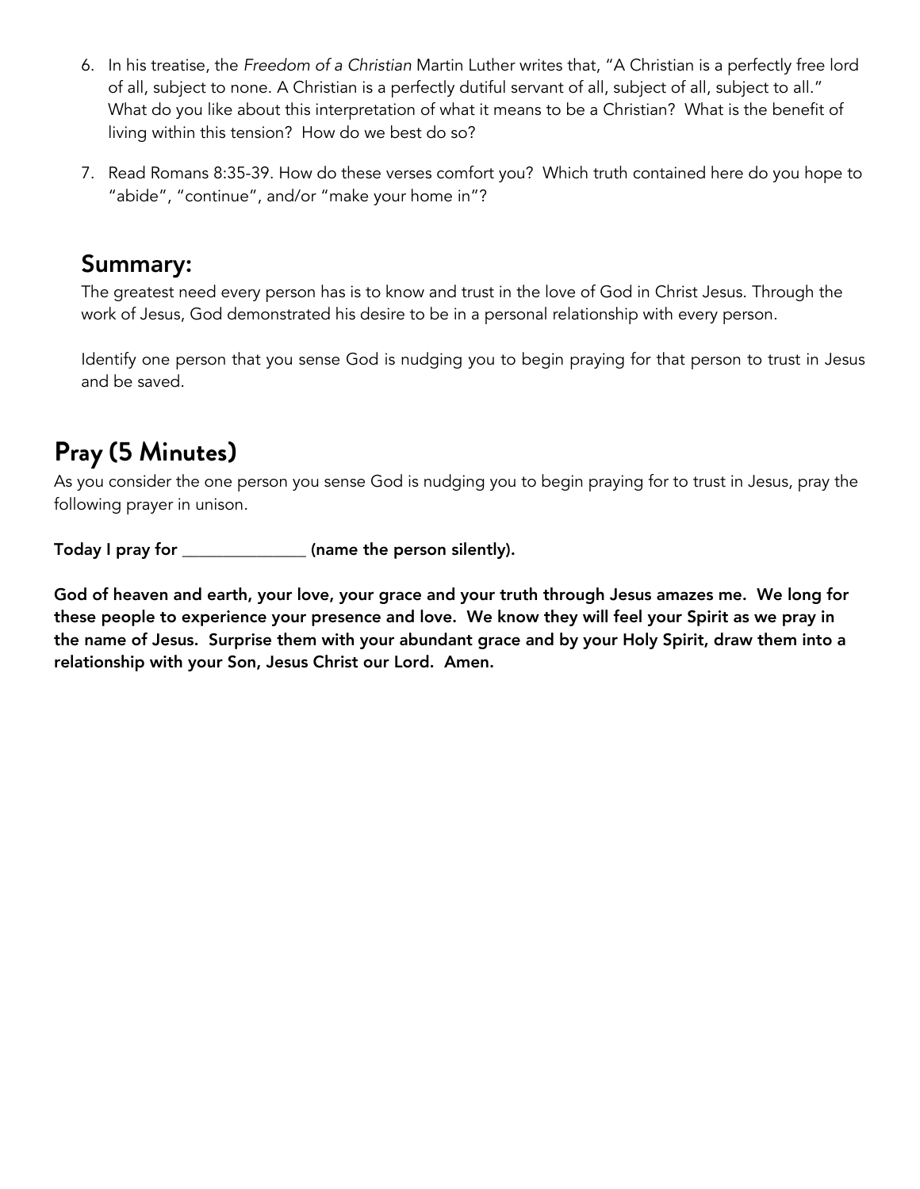6. In his treatise, the *Freedom of a Christian* Martin Luther writes that, "A Christian is a perfectly free lord of all, subject to none. A Christian is a perfectly dutiful servant of all, subject of all, subject to all." What do you like about this interpretation of what it means to be a Christian? What is the benefit of living within this tension? How do we best do so?

7. Read Romans 8:35-39. How do these verses comfort you? Which truth contained here do you hope to "abide", "continue", and/or "make your home in"?

## Summary:

The greatest need every person has is to know and trust in the love of God in Christ Jesus. Through the work of Jesus, God demonstrated his desire to be in a personal relationship with every person.

Identify one person that you sense God is nudging you to begin praying for that person to trust in Jesus and be saved.

# Pray (5 Minutes)

As you consider the one person you sense God is nudging you to begin praying for to trust in Jesus, pray the following prayer in unison.

**Today I pray for ______________ (name the person silently).**

**God of heaven and earth, your love, your grace and your truth through Jesus amazes me. We long for these people to experience your presence and love. We know they will feel your Spirit as we pray in the name of Jesus. Surprise them with your abundant grace and by your Holy Spirit, draw them into a relationship with your Son, Jesus Christ our Lord. Amen.**